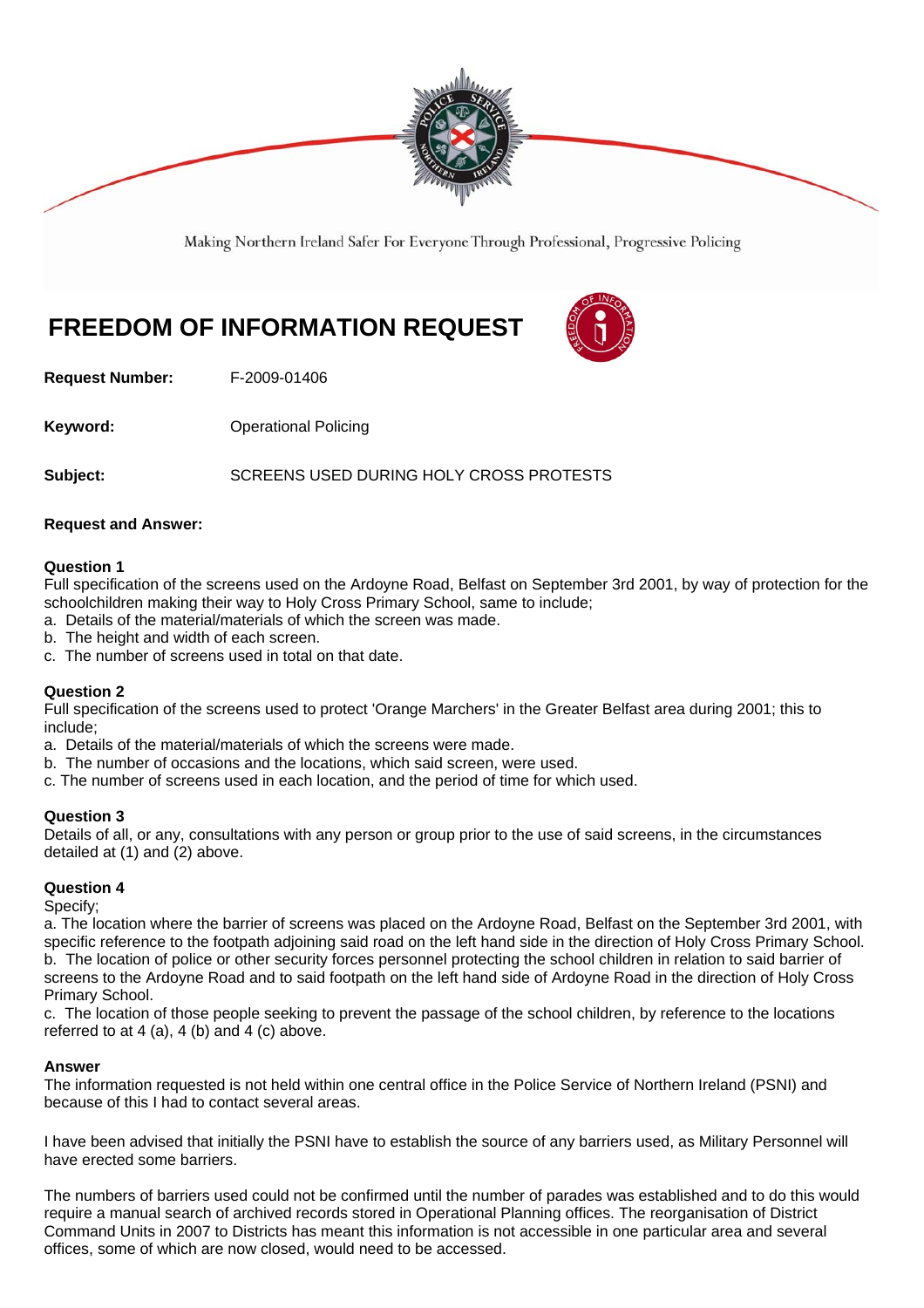Making Northern Ireland Safer For Everyone Through Professional, Progressive Policing

# FREEDOM OF INFORMATION REQUEST

**Request Number:** F-2009-01406

**Keyword:** Operational Policing

**Subject:** SCREENS USED DURING HOLY CROSS PROTESTS

**Request and Answer:**

**Question 1**
Full specification of the screens used on the Ardoyne Road, Belfast on September 3rd 2001, by way of protection for the schoolchildren making their way to Holy Cross Primary School, same to include;
a. Details of the material/materials of which the screen was made.
b. The height and width of each screen.
c. The number of screens used in total on that date.

**Question 2**
Full specification of the screens used to protect 'Orange Marchers' in the Greater Belfast area during 2001; this to include;
a. Details of the material/materials of which the screens were made.
b. The number of occasions and the locations, which said screen, were used.
c. The number of screens used in each location, and the period of time for which used.

**Question 3**
Details of all, or any, consultations with any person or group prior to the use of said screens, in the circumstances detailed at (1) and (2) above.

**Question 4**
Specify;
a. The location where the barrier of screens was placed on the Ardoyne Road, Belfast on the September 3rd 2001, with specific reference to the footpath adjoining said road on the left hand side in the direction of Holy Cross Primary School.
b. The location of police or other security forces personnel protecting the school children in relation to said barrier of screens to the Ardoyne Road and to said footpath on the left hand side of Ardoyne Road in the direction of Holy Cross Primary School.
c. The location of those people seeking to prevent the passage of the school children, by reference to the locations referred to at 4 (a), 4 (b) and 4 (c) above.

**Answer**
The information requested is not held within one central office in the Police Service of Northern Ireland (PSNI) and because of this I had to contact several areas.

I have been advised that initially the PSNI have to establish the source of any barriers used, as Military Personnel will have erected some barriers.

The numbers of barriers used could not be confirmed until the number of parades was established and to do this would require a manual search of archived records stored in Operational Planning offices. The reorganisation of District Command Units in 2007 to Districts has meant this information is not accessible in one particular area and several offices, some of which are now closed, would need to be accessed.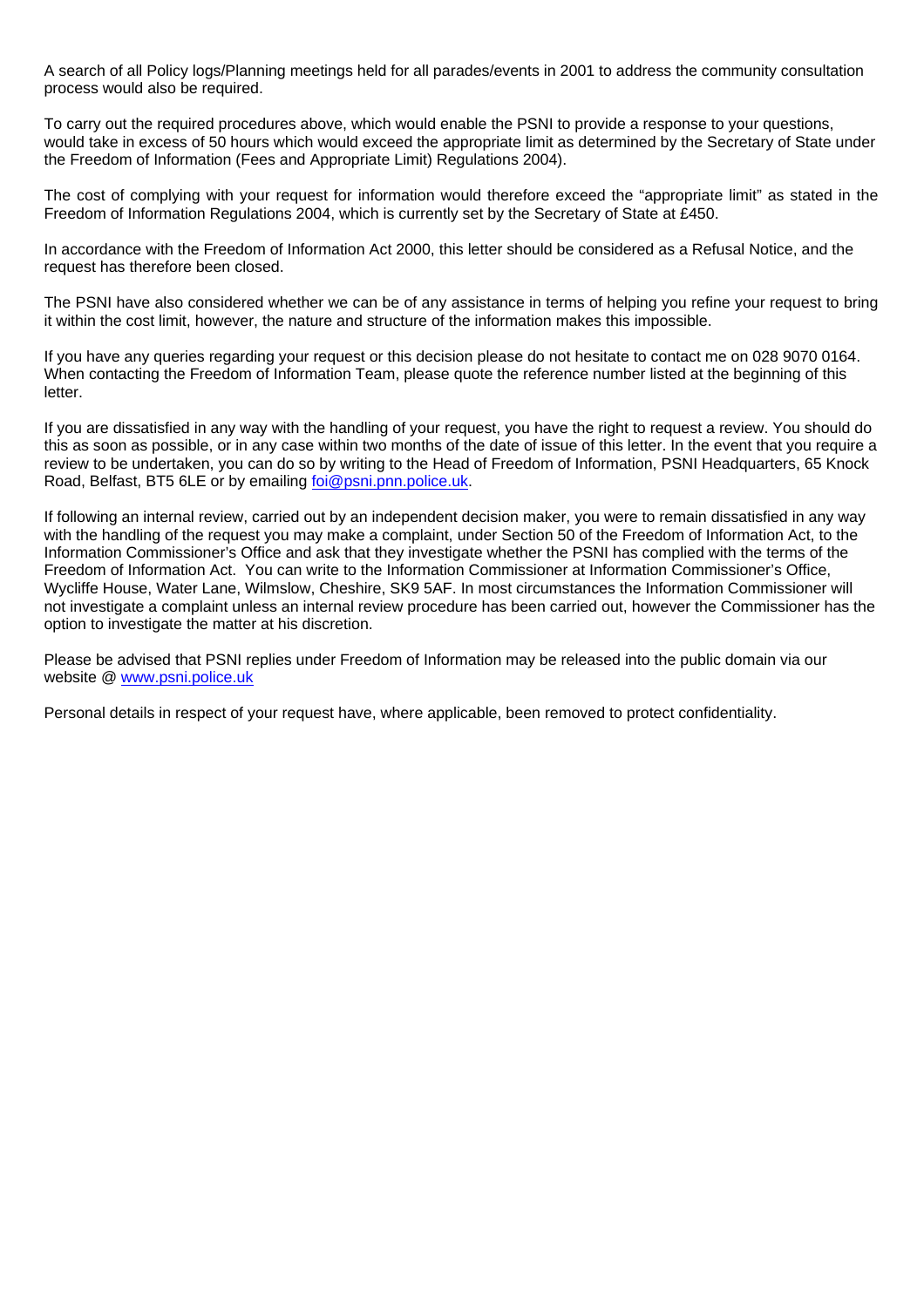A search of all Policy logs/Planning meetings held for all parades/events in 2001 to address the community consultation process would also be required.

To carry out the required procedures above, which would enable the PSNI to provide a response to your questions, would take in excess of 50 hours which would exceed the appropriate limit as determined by the Secretary of State under the Freedom of Information (Fees and Appropriate Limit) Regulations 2004).

The cost of complying with your request for information would therefore exceed the "appropriate limit" as stated in the Freedom of Information Regulations 2004, which is currently set by the Secretary of State at £450.

In accordance with the Freedom of Information Act 2000, this letter should be considered as a Refusal Notice, and the request has therefore been closed.

The PSNI have also considered whether we can be of any assistance in terms of helping you refine your request to bring it within the cost limit, however, the nature and structure of the information makes this impossible.

If you have any queries regarding your request or this decision please do not hesitate to contact me on 028 9070 0164. When contacting the Freedom of Information Team, please quote the reference number listed at the beginning of this letter.

If you are dissatisfied in any way with the handling of your request, you have the right to request a review. You should do this as soon as possible, or in any case within two months of the date of issue of this letter. In the event that you require a review to be undertaken, you can do so by writing to the Head of Freedom of Information, PSNI Headquarters, 65 Knock Road, Belfast, BT5 6LE or by emailing foi@psni.pnn.police.uk.

If following an internal review, carried out by an independent decision maker, you were to remain dissatisfied in any way with the handling of the request you may make a complaint, under Section 50 of the Freedom of Information Act, to the Information Commissioner's Office and ask that they investigate whether the PSNI has complied with the terms of the Freedom of Information Act. You can write to the Information Commissioner at Information Commissioner's Office, Wycliffe House, Water Lane, Wilmslow, Cheshire, SK9 5AF. In most circumstances the Information Commissioner will not investigate a complaint unless an internal review procedure has been carried out, however the Commissioner has the option to investigate the matter at his discretion.

Please be advised that PSNI replies under Freedom of Information may be released into the public domain via our website @ www.psni.police.uk

Personal details in respect of your request have, where applicable, been removed to protect confidentiality.